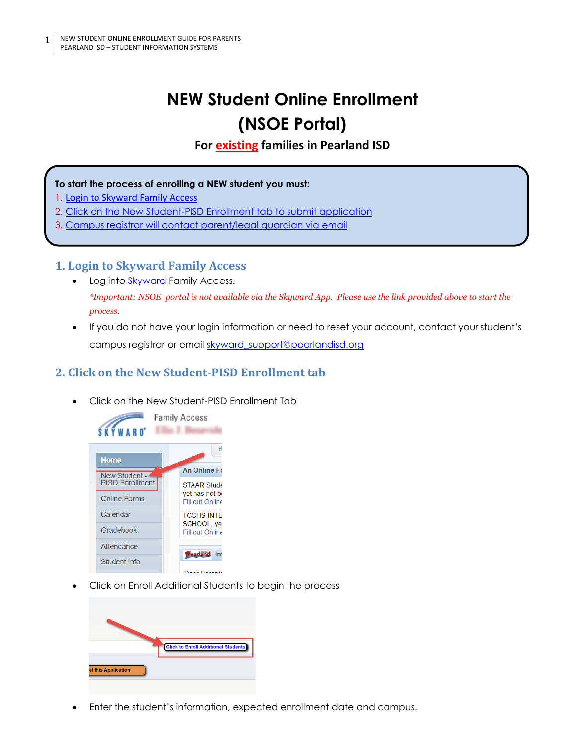# NEW Student Online Enrollment (NSOE Portal)

**For existing families in Pearland ISD**

**To start the process of enrolling a NEW student you must:**

1. Login to Skyward Family Access
2. Click on the New Student-PISD Enrollment tab to submit application
3. Campus registrar will contact parent/legal guardian via email

## 1. Login to Skyward Family Access

- Log into Skyward Family Access.

  *\*Important: NSOE portal is not available via the Skyward App. Please use the link provided above to start the process.*

- If you do not have your login information or need to reset your account, contact your student's campus registrar or email skyward_support@pearlandisd.org

## 2. Click on the New Student-PISD Enrollment tab

- Click on the New Student-PISD Enrollment Tab
- Click on Enroll Additional Students to begin the process
- Enter the student's information, expected enrollment date and campus.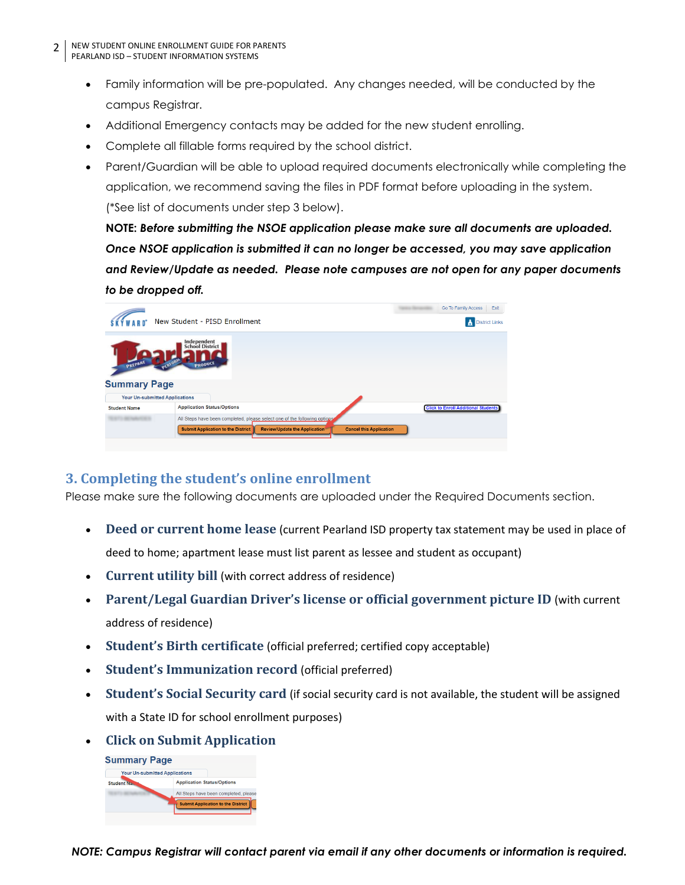- Family information will be pre-populated.  Any changes needed, will be conducted by the campus Registrar.
- Additional Emergency contacts may be added for the new student enrolling.
- Complete all fillable forms required by the school district.
- Parent/Guardian will be able to upload required documents electronically while completing the application, we recommend saving the files in PDF format before uploading in the system. (*See list of documents under step 3 below).

  **NOTE:** ***Before submitting the NSOE application please make sure all documents are uploaded. Once NSOE application is submitted it can no longer be accessed, you may save application and Review/Update as needed.  Please note campuses are not open for any paper documents to be dropped off.***

## 3. Completing the student's online enrollment

Please make sure the following documents are uploaded under the Required Documents section.

- **Deed or current home lease** (current Pearland ISD property tax statement may be used in place of deed to home; apartment lease must list parent as lessee and student as occupant)
- **Current utility bill** (with correct address of residence)
- **Parent/Legal Guardian Driver's license or official government picture ID** (with current address of residence)
- **Student's Birth certificate** (official preferred; certified copy acceptable)
- **Student's Immunization record** (official preferred)
- **Student's Social Security card** (if social security card is not available, the student will be assigned with a State ID for school enrollment purposes)
- **Click on Submit Application**

***NOTE: Campus Registrar will contact parent via email if any other documents or information is required.***